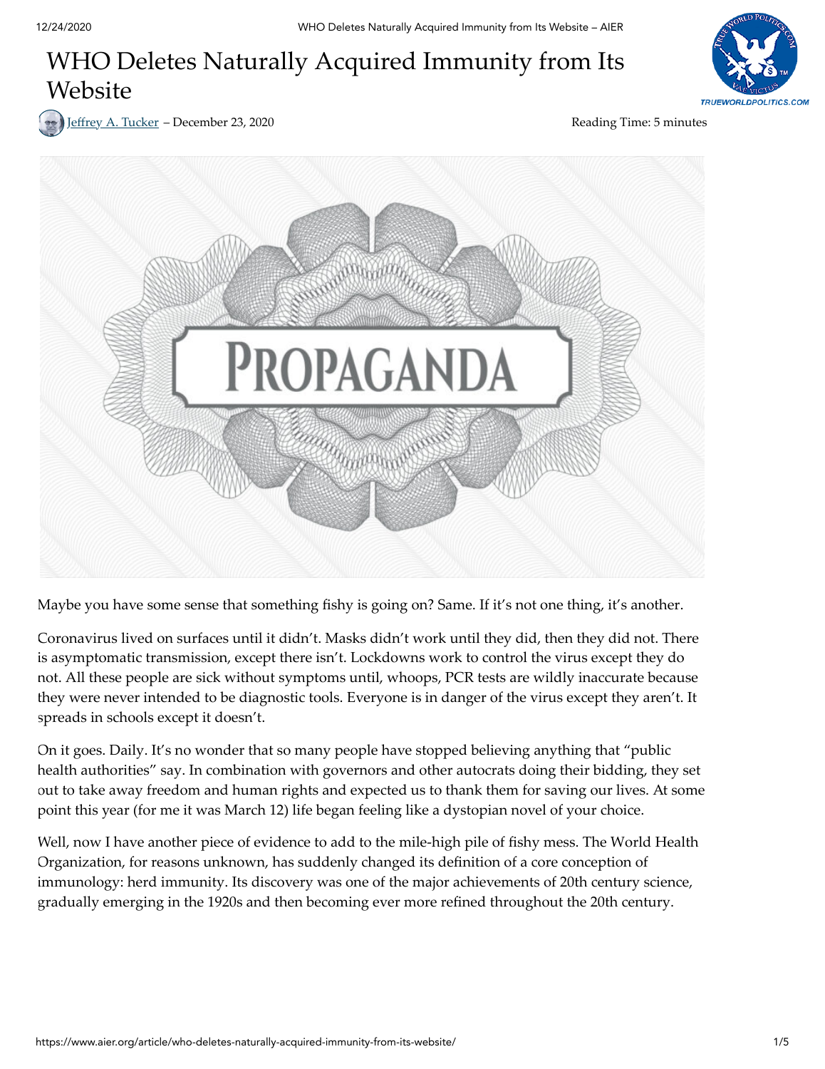# WHO Deletes Naturally Acquired Immunity from Its Website

Jeffrey A. Tucker – December 23, 2020

Reading Time: 5 minutes

Maybe you have some sense that something fishy is going on? Same. If it's not one thing, it's another.

Coronavirus lived on surfaces until it didn't. Masks didn't work until they did, then they did not. There is asymptomatic transmission, except there isn't. Lockdowns work to control the virus except they do not. All these people are sick without symptoms until, whoops, PCR tests are wildly inaccurate because they were never intended to be diagnostic tools. Everyone is in danger of the virus except they aren't. It spreads in schools except it doesn't.

On it goes. Daily. It's no wonder that so many people have stopped believing anything that "public health authorities" say. In combination with governors and other autocrats doing their bidding, they set out to take away freedom and human rights and expected us to thank them for saving our lives. At some point this year (for me it was March 12) life began feeling like a dystopian novel of your choice.

Well, now I have another piece of evidence to add to the mile-high pile of fishy mess. The World Health Organization, for reasons unknown, has suddenly changed its definition of a core conception of immunology: herd immunity. Its discovery was one of the major achievements of 20th century science, gradually emerging in the 1920s and then becoming ever more refined throughout the 20th century.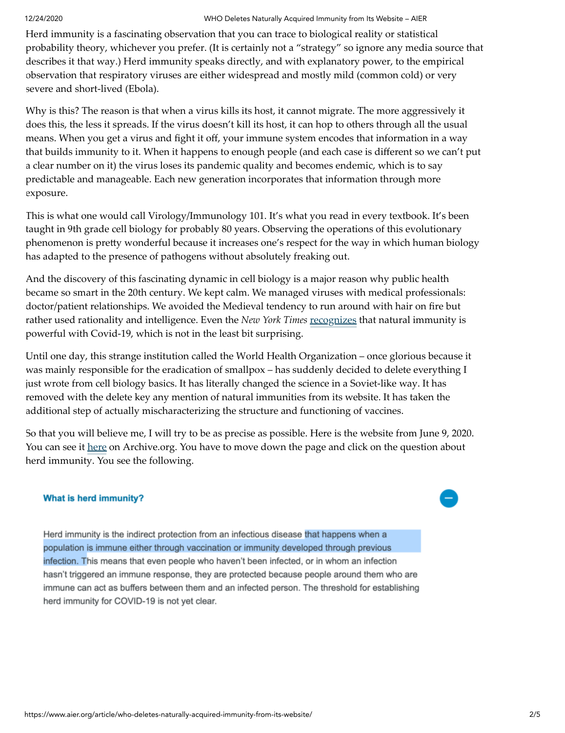Herd immunity is a fascinating observation that you can trace to biological reality or statistical probability theory, whichever you prefer. (It is certainly not a "strategy" so ignore any media source that describes it that way.) Herd immunity speaks directly, and with explanatory power, to the empirical observation that respiratory viruses are either widespread and mostly mild (common cold) or very severe and short-lived (Ebola).

Why is this? The reason is that when a virus kills its host, it cannot migrate. The more aggressively it does this, the less it spreads. If the virus doesn't kill its host, it can hop to others through all the usual means. When you get a virus and fight it off, your immune system encodes that information in a way that builds immunity to it. When it happens to enough people (and each case is different so we can't put a clear number on it) the virus loses its pandemic quality and becomes endemic, which is to say predictable and manageable. Each new generation incorporates that information through more exposure.

This is what one would call Virology/Immunology 101. It's what you read in every textbook. It's been taught in 9th grade cell biology for probably 80 years. Observing the operations of this evolutionary phenomenon is pretty wonderful because it increases one's respect for the way in which human biology has adapted to the presence of pathogens without absolutely freaking out.

And the discovery of this fascinating dynamic in cell biology is a major reason why public health became so smart in the 20th century. We kept calm. We managed viruses with medical professionals: doctor/patient relationships. We avoided the Medieval tendency to run around with hair on fire but rather used rationality and intelligence. Even the *New York Times* recognizes that natural immunity is powerful with Covid-19, which is not in the least bit surprising.

Until one day, this strange institution called the World Health Organization – once glorious because it was mainly responsible for the eradication of smallpox – has suddenly decided to delete everything I just wrote from cell biology basics. It has literally changed the science in a Soviet-like way. It has removed with the delete key any mention of natural immunities from its website. It has taken the additional step of actually mischaracterizing the structure and functioning of vaccines.

So that you will believe me, I will try to be as precise as possible. Here is the website from June 9, 2020. You can see it here on Archive.org. You have to move down the page and click on the question about herd immunity. You see the following.

**What is herd immunity?**

Herd immunity is the indirect protection from an infectious disease that happens when a population is immune either through vaccination or immunity developed through previous infection. This means that even people who haven't been infected, or in whom an infection hasn't triggered an immune response, they are protected because people around them who are immune can act as buffers between them and an infected person. The threshold for establishing herd immunity for COVID-19 is not yet clear.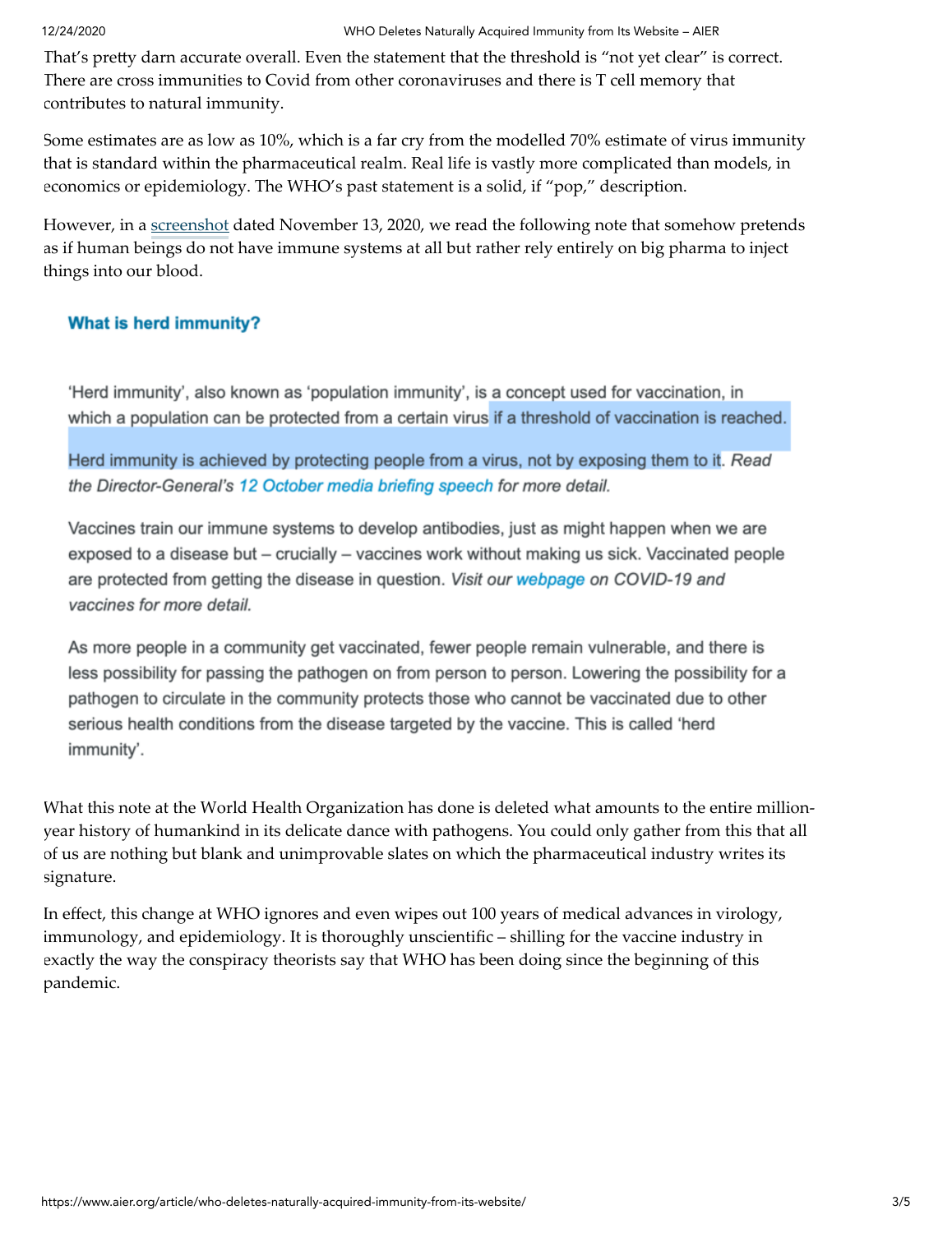That's pretty darn accurate overall. Even the statement that the threshold is "not yet clear" is correct. There are cross immunities to Covid from other coronaviruses and there is T cell memory that contributes to natural immunity.

Some estimates are as low as 10%, which is a far cry from the modelled 70% estimate of virus immunity that is standard within the pharmaceutical realm. Real life is vastly more complicated than models, in economics or epidemiology. The WHO's past statement is a solid, if "pop," description.

However, in a [screenshot](https://www.aier.org/article/who-deletes-naturally-acquired-immunity-from-its-website/) dated November 13, 2020, we read the following note that somehow pretends as if human beings do not have immune systems at all but rather rely entirely on big pharma to inject things into our blood.

> **What is herd immunity?**
>
> 'Herd immunity', also known as 'population immunity', is a concept used for vaccination, in which a population can be protected from a certain virus if a threshold of vaccination is reached.
>
> Herd immunity is achieved by protecting people from a virus, not by exposing them to it. *Read the Director-General's 12 October media briefing speech for more detail.*
>
> Vaccines train our immune systems to develop antibodies, just as might happen when we are exposed to a disease but – crucially – vaccines work without making us sick. Vaccinated people are protected from getting the disease in question. *Visit our webpage on COVID-19 and vaccines for more detail.*
>
> As more people in a community get vaccinated, fewer people remain vulnerable, and there is less possibility for passing the pathogen on from person to person. Lowering the possibility for a pathogen to circulate in the community protects those who cannot be vaccinated due to other serious health conditions from the disease targeted by the vaccine. This is called 'herd immunity'.

What this note at the World Health Organization has done is deleted what amounts to the entire million-year history of humankind in its delicate dance with pathogens. You could only gather from this that all of us are nothing but blank and unimprovable slates on which the pharmaceutical industry writes its signature.

In effect, this change at WHO ignores and even wipes out 100 years of medical advances in virology, immunology, and epidemiology. It is thoroughly unscientific – shilling for the vaccine industry in exactly the way the conspiracy theorists say that WHO has been doing since the beginning of this pandemic.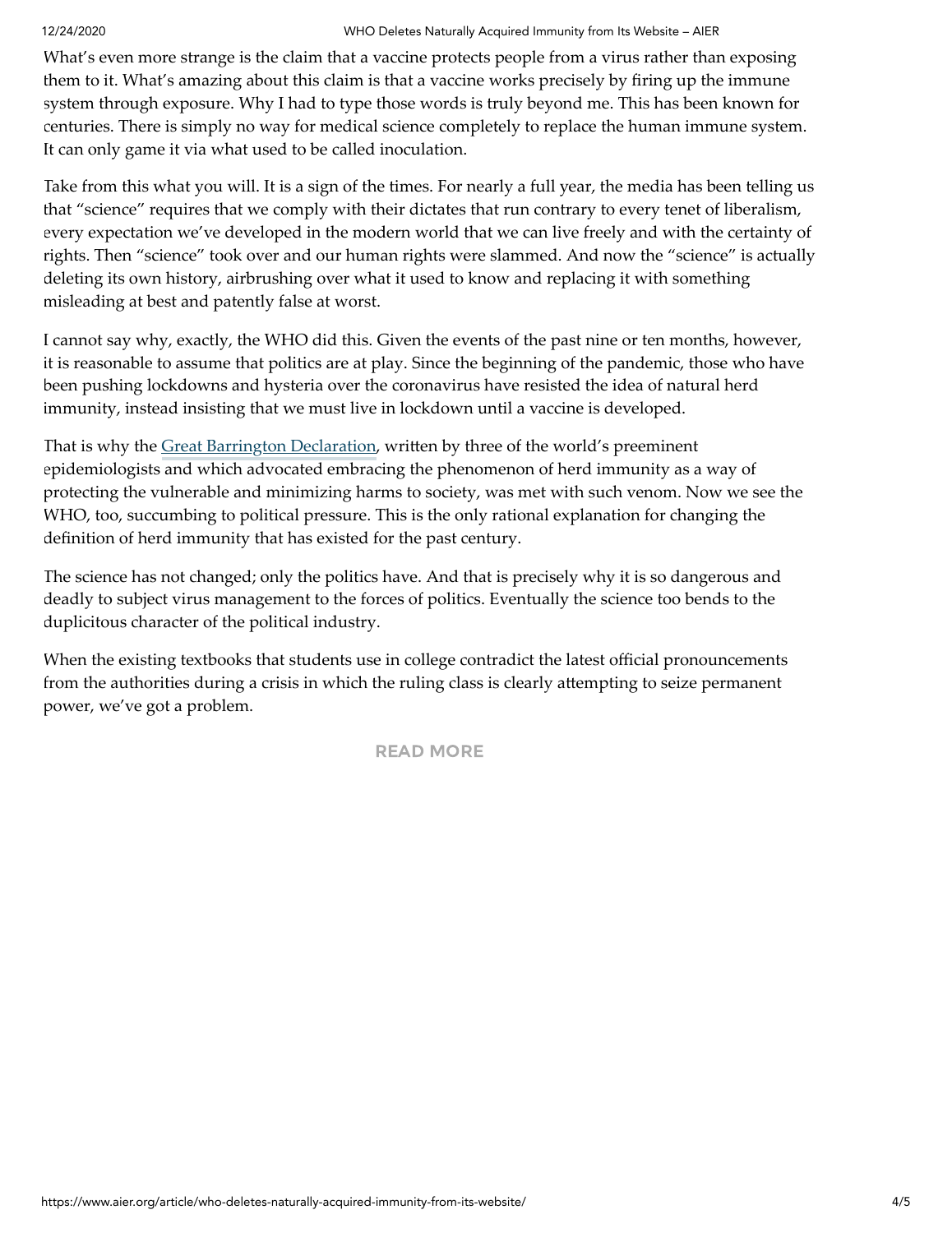What's even more strange is the claim that a vaccine protects people from a virus rather than exposing them to it. What's amazing about this claim is that a vaccine works precisely by firing up the immune system through exposure. Why I had to type those words is truly beyond me. This has been known for centuries. There is simply no way for medical science completely to replace the human immune system. It can only game it via what used to be called inoculation.

Take from this what you will. It is a sign of the times. For nearly a full year, the media has been telling us that "science" requires that we comply with their dictates that run contrary to every tenet of liberalism, every expectation we've developed in the modern world that we can live freely and with the certainty of rights. Then "science" took over and our human rights were slammed. And now the "science" is actually deleting its own history, airbrushing over what it used to know and replacing it with something misleading at best and patently false at worst.

I cannot say why, exactly, the WHO did this. Given the events of the past nine or ten months, however, it is reasonable to assume that politics are at play. Since the beginning of the pandemic, those who have been pushing lockdowns and hysteria over the coronavirus have resisted the idea of natural herd immunity, instead insisting that we must live in lockdown until a vaccine is developed.

That is why the [Great Barrington Declaration](), written by three of the world's preeminent epidemiologists and which advocated embracing the phenomenon of herd immunity as a way of protecting the vulnerable and minimizing harms to society, was met with such venom. Now we see the WHO, too, succumbing to political pressure. This is the only rational explanation for changing the definition of herd immunity that has existed for the past century.

The science has not changed; only the politics have. And that is precisely why it is so dangerous and deadly to subject virus management to the forces of politics. Eventually the science too bends to the duplicitous character of the political industry.

When the existing textbooks that students use in college contradict the latest official pronouncements from the authorities during a crisis in which the ruling class is clearly attempting to seize permanent power, we've got a problem.

READ MORE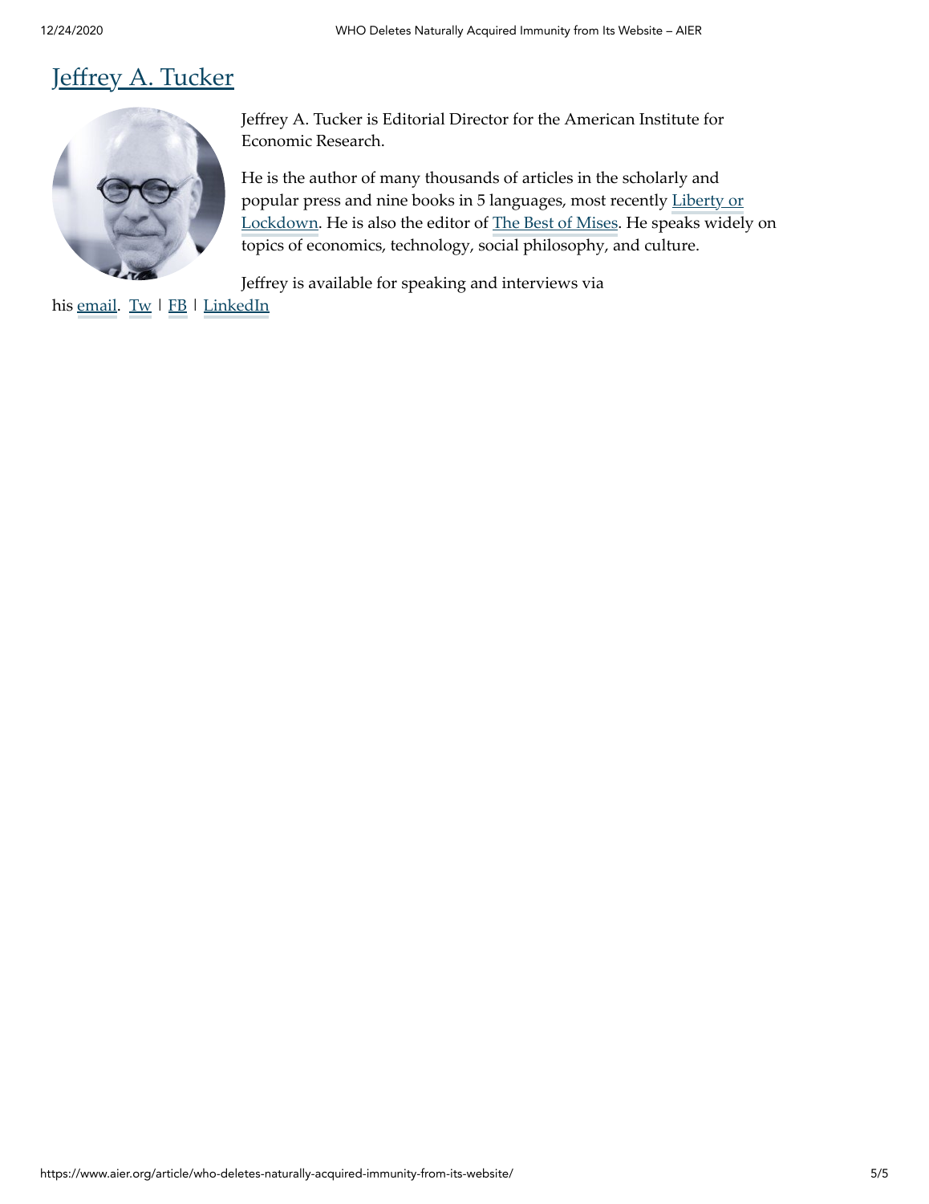## Jeffrey A. Tucker

Jeffrey A. Tucker is Editorial Director for the American Institute for Economic Research.

He is the author of many thousands of articles in the scholarly and popular press and nine books in 5 languages, most recently Liberty or Lockdown. He is also the editor of The Best of Mises. He speaks widely on topics of economics, technology, social philosophy, and culture.

Jeffrey is available for speaking and interviews via his email. Tw | FB | LinkedIn